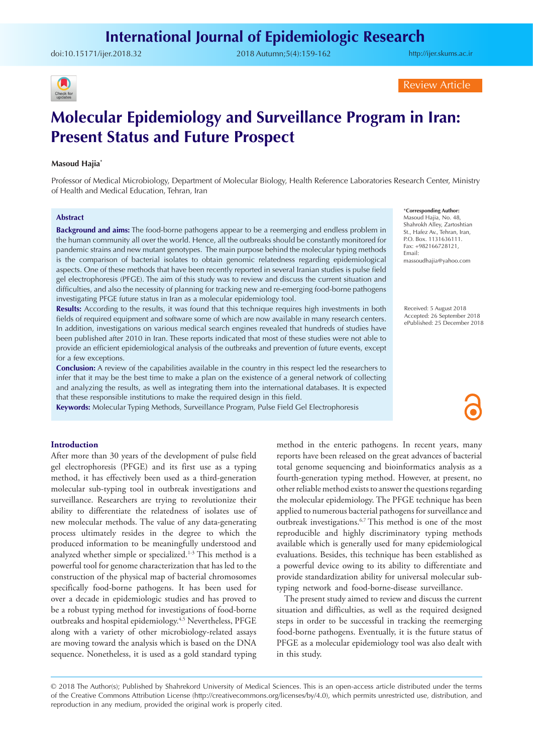Review Article

# Molecular Epidemiology and Surveillance Program in Iran: Present Status and Future Prospect

**Masoud Hajia***

Professor of Medical Microbiology, Department of Molecular Biology, Health Reference Laboratories Research Center, Ministry of Health and Medical Education, Tehran, Iran

## Abstract

**Background and aims:** The food-borne pathogens appear to be a reemerging and endless problem in the human community all over the world. Hence, all the outbreaks should be constantly monitored for pandemic strains and new mutant genotypes. The main purpose behind the molecular typing methods is the comparison of bacterial isolates to obtain genomic relatedness regarding epidemiological aspects. One of these methods that have been recently reported in several Iranian studies is pulse field gel electrophoresis (PFGE). The aim of this study was to review and discuss the current situation and difficulties, and also the necessity of planning for tracking new and re-emerging food-borne pathogens investigating PFGE future status in Iran as a molecular epidemiology tool.

**Results:** According to the results, it was found that this technique requires high investments in both fields of required equipment and software some of which are now available in many research centers. In addition, investigations on various medical search engines revealed that hundreds of studies have been published after 2010 in Iran. These reports indicated that most of these studies were not able to provide an efficient epidemiological analysis of the outbreaks and prevention of future events, except for a few exceptions.

**Conclusion:** A review of the capabilities available in the country in this respect led the researchers to infer that it may be the best time to make a plan on the existence of a general network of collecting and analyzing the results, as well as integrating them into the international databases. It is expected that these responsible institutions to make the required design in this field.

**Keywords:** Molecular Typing Methods, Surveillance Program, Pulse Field Gel Electrophoresis

*Corresponding Author: Masoud Hajia, No. 48, Shahrokh Alley, Zartoshtian St., Hafez Av., Tehran, Iran, P.O. Box. 1131636111. Fax: +982166728121, Email: massoudhajia@yahoo.com

Received: 5 August 2018
Accepted: 26 September 2018
ePublished: 25 December 2018

## Introduction

After more than 30 years of the development of pulse field gel electrophoresis (PFGE) and its first use as a typing method, it has effectively been used as a third-generation molecular sub-typing tool in outbreak investigations and surveillance. Researchers are trying to revolutionize their ability to differentiate the relatedness of isolates use of new molecular methods. The value of any data-generating process ultimately resides in the degree to which the produced information to be meaningfully understood and analyzed whether simple or specialized.[1-3] This method is a powerful tool for genome characterization that has led to the construction of the physical map of bacterial chromosomes specifically food-borne pathogens. It has been used for over a decade in epidemiologic studies and has proved to be a robust typing method for investigations of food-borne outbreaks and hospital epidemiology.[4,5] Nevertheless, PFGE along with a variety of other microbiology-related assays are moving toward the analysis which is based on the DNA sequence. Nonetheless, it is used as a gold standard typing method in the enteric pathogens. In recent years, many reports have been released on the great advances of bacterial total genome sequencing and bioinformatics analysis as a fourth-generation typing method. However, at present, no other reliable method exists to answer the questions regarding the molecular epidemiology. The PFGE technique has been applied to numerous bacterial pathogens for surveillance and outbreak investigations.[6,7] This method is one of the most reproducible and highly discriminatory typing methods available which is generally used for many epidemiological evaluations. Besides, this technique has been established as a powerful device owing to its ability to differentiate and provide standardization ability for universal molecular sub-typing network and food-borne-disease surveillance.

The present study aimed to review and discuss the current situation and difficulties, as well as the required designed steps in order to be successful in tracking the reemerging food-borne pathogens. Eventually, it is the future status of PFGE as a molecular epidemiology tool was also dealt with in this study.

© 2018 The Author(s); Published by Shahrekord University of Medical Sciences. This is an open-access article distributed under the terms of the Creative Commons Attribution License (http://creativecommons.org/licenses/by/4.0), which permits unrestricted use, distribution, and reproduction in any medium, provided the original work is properly cited.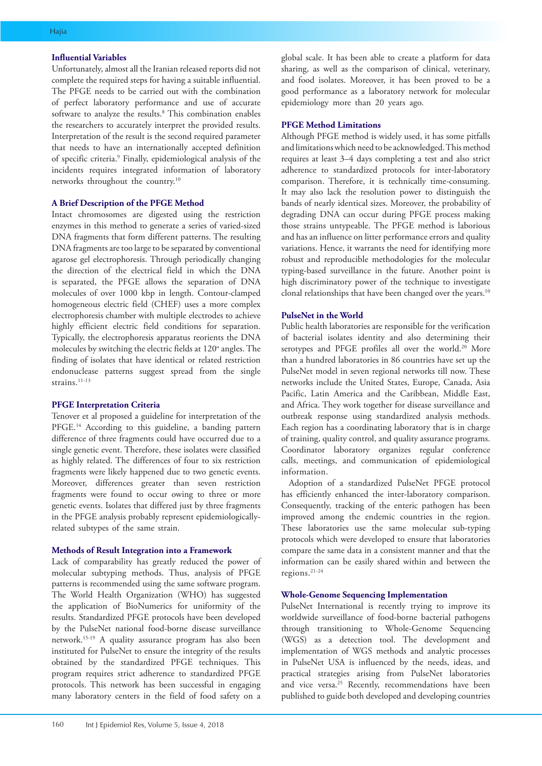## Influential Variables

Unfortunately, almost all the Iranian released reports did not complete the required steps for having a suitable influential. The PFGE needs to be carried out with the combination of perfect laboratory performance and use of accurate software to analyze the results.[8] This combination enables the researchers to accurately interpret the provided results. Interpretation of the result is the second required parameter that needs to have an internationally accepted definition of specific criteria.[9] Finally, epidemiological analysis of the incidents requires integrated information of laboratory networks throughout the country.[10]

## A Brief Description of the PFGE Method

Intact chromosomes are digested using the restriction enzymes in this method to generate a series of varied-sized DNA fragments that form different patterns. The resulting DNA fragments are too large to be separated by conventional agarose gel electrophoresis. Through periodically changing the direction of the electrical field in which the DNA is separated, the PFGE allows the separation of DNA molecules of over 1000 kbp in length. Contour-clamped homogeneous electric field (CHEF) uses a more complex electrophoresis chamber with multiple electrodes to achieve highly efficient electric field conditions for separation. Typically, the electrophoresis apparatus reorients the DNA molecules by switching the electric fields at 120° angles. The finding of isolates that have identical or related restriction endonuclease patterns suggest spread from the single strains.[11-13]

## PFGE Interpretation Criteria

Tenover et al proposed a guideline for interpretation of the PFGE.[14] According to this guideline, a banding pattern difference of three fragments could have occurred due to a single genetic event. Therefore, these isolates were classified as highly related. The differences of four to six restriction fragments were likely happened due to two genetic events. Moreover, differences greater than seven restriction fragments were found to occur owing to three or more genetic events. Isolates that differed just by three fragments in the PFGE analysis probably represent epidemiologically-related subtypes of the same strain.

## Methods of Result Integration into a Framework

Lack of comparability has greatly reduced the power of molecular subtyping methods. Thus, analysis of PFGE patterns is recommended using the same software program. The World Health Organization (WHO) has suggested the application of BioNumerics for uniformity of the results. Standardized PFGE protocols have been developed by the PulseNet national food-borne disease surveillance network.[15-19] A quality assurance program has also been instituted for PulseNet to ensure the integrity of the results obtained by the standardized PFGE techniques. This program requires strict adherence to standardized PFGE protocols. This network has been successful in engaging many laboratory centers in the field of food safety on a global scale. It has been able to create a platform for data sharing, as well as the comparison of clinical, veterinary, and food isolates. Moreover, it has been proved to be a good performance as a laboratory network for molecular epidemiology more than 20 years ago.

## PFGE Method Limitations

Although PFGE method is widely used, it has some pitfalls and limitations which need to be acknowledged. This method requires at least 3–4 days completing a test and also strict adherence to standardized protocols for inter-laboratory comparison. Therefore, it is technically time-consuming. It may also lack the resolution power to distinguish the bands of nearly identical sizes. Moreover, the probability of degrading DNA can occur during PFGE process making those strains untypeable. The PFGE method is laborious and has an influence on litter performance errors and quality variations. Hence, it warrants the need for identifying more robust and reproducible methodologies for the molecular typing-based surveillance in the future. Another point is high discriminatory power of the technique to investigate clonal relationships that have been changed over the years.[10]

## PulseNet in the World

Public health laboratories are responsible for the verification of bacterial isolates identity and also determining their serotypes and PFGE profiles all over the world.[20] More than a hundred laboratories in 86 countries have set up the PulseNet model in seven regional networks till now. These networks include the United States, Europe, Canada, Asia Pacific, Latin America and the Caribbean, Middle East, and Africa. They work together for disease surveillance and outbreak response using standardized analysis methods. Each region has a coordinating laboratory that is in charge of training, quality control, and quality assurance programs. Coordinator laboratory organizes regular conference calls, meetings, and communication of epidemiological information.

Adoption of a standardized PulseNet PFGE protocol has efficiently enhanced the inter-laboratory comparison. Consequently, tracking of the enteric pathogen has been improved among the endemic countries in the region. These laboratories use the same molecular sub-typing protocols which were developed to ensure that laboratories compare the same data in a consistent manner and that the information can be easily shared within and between the regions.[21-24]

## Whole-Genome Sequencing Implementation

PulseNet International is recently trying to improve its worldwide surveillance of food-borne bacterial pathogens through transitioning to Whole-Genome Sequencing (WGS) as a detection tool. The development and implementation of WGS methods and analytic processes in PulseNet USA is influenced by the needs, ideas, and practical strategies arising from PulseNet laboratories and vice versa.[25] Recently, recommendations have been published to guide both developed and developing countries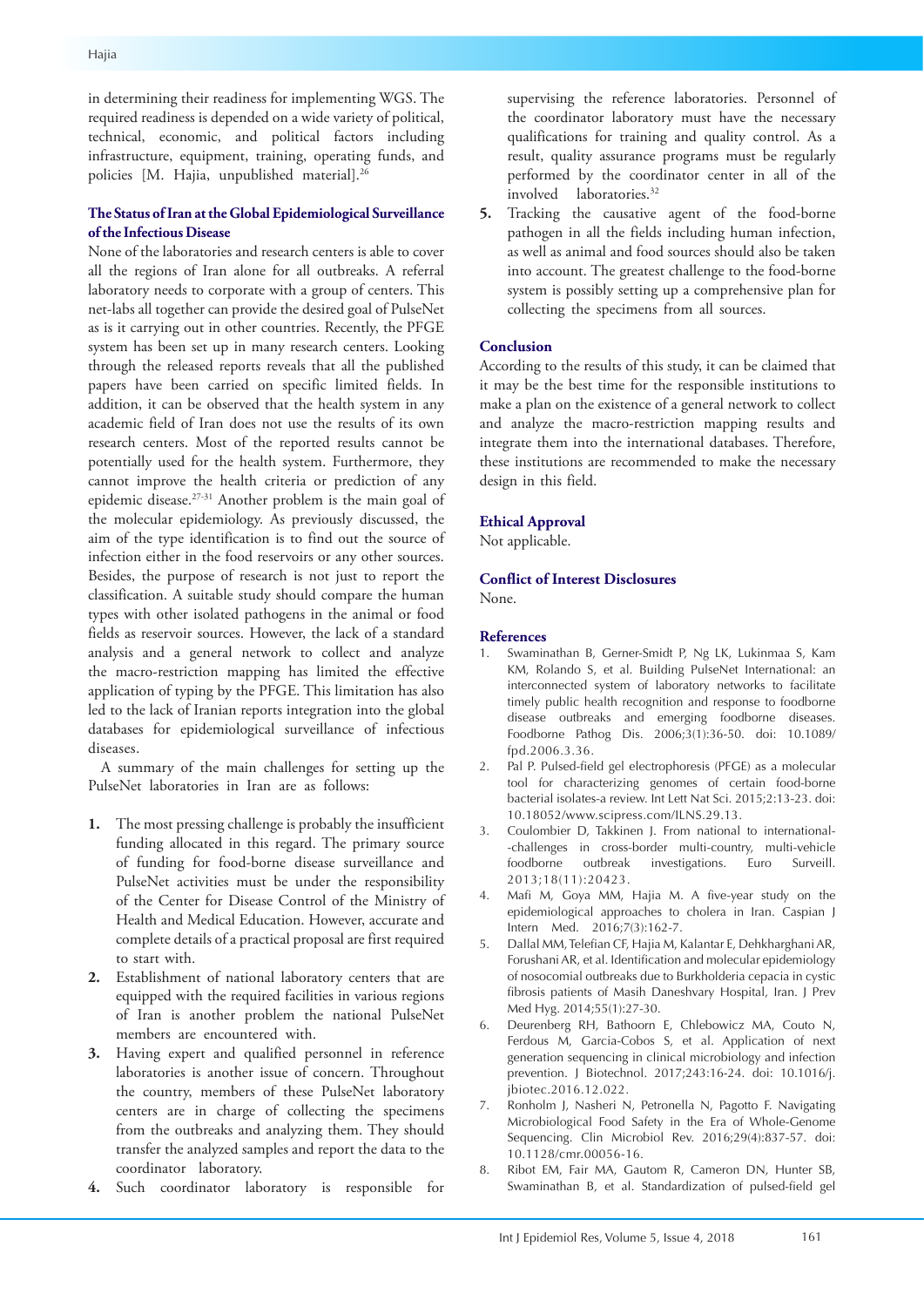in determining their readiness for implementing WGS. The required readiness is depended on a wide variety of political, technical, economic, and political factors including infrastructure, equipment, training, operating funds, and policies [M. Hajia, unpublished material].[26]

### The Status of Iran at the Global Epidemiological Surveillance of the Infectious Disease

None of the laboratories and research centers is able to cover all the regions of Iran alone for all outbreaks. A referral laboratory needs to corporate with a group of centers. This net-labs all together can provide the desired goal of PulseNet as is it carrying out in other countries. Recently, the PFGE system has been set up in many research centers. Looking through the released reports reveals that all the published papers have been carried on specific limited fields. In addition, it can be observed that the health system in any academic field of Iran does not use the results of its own research centers. Most of the reported results cannot be potentially used for the health system. Furthermore, they cannot improve the health criteria or prediction of any epidemic disease.[27-31] Another problem is the main goal of the molecular epidemiology. As previously discussed, the aim of the type identification is to find out the source of infection either in the food reservoirs or any other sources. Besides, the purpose of research is not just to report the classification. A suitable study should compare the human types with other isolated pathogens in the animal or food fields as reservoir sources. However, the lack of a standard analysis and a general network to collect and analyze the macro-restriction mapping has limited the effective application of typing by the PFGE. This limitation has also led to the lack of Iranian reports integration into the global databases for epidemiological surveillance of infectious diseases.

A summary of the main challenges for setting up the PulseNet laboratories in Iran are as follows:

1. The most pressing challenge is probably the insufficient funding allocated in this regard. The primary source of funding for food-borne disease surveillance and PulseNet activities must be under the responsibility of the Center for Disease Control of the Ministry of Health and Medical Education. However, accurate and complete details of a practical proposal are first required to start with.
2. Establishment of national laboratory centers that are equipped with the required facilities in various regions of Iran is another problem the national PulseNet members are encountered with.
3. Having expert and qualified personnel in reference laboratories is another issue of concern. Throughout the country, members of these PulseNet laboratory centers are in charge of collecting the specimens from the outbreaks and analyzing them. They should transfer the analyzed samples and report the data to the coordinator laboratory.
4. Such coordinator laboratory is responsible for supervising the reference laboratories. Personnel of the coordinator laboratory must have the necessary qualifications for training and quality control. As a result, quality assurance programs must be regularly performed by the coordinator center in all of the involved laboratories.[32]
5. Tracking the causative agent of the food-borne pathogen in all the fields including human infection, as well as animal and food sources should also be taken into account. The greatest challenge to the food-borne system is possibly setting up a comprehensive plan for collecting the specimens from all sources.

### Conclusion

According to the results of this study, it can be claimed that it may be the best time for the responsible institutions to make a plan on the existence of a general network to collect and analyze the macro-restriction mapping results and integrate them into the international databases. Therefore, these institutions are recommended to make the necessary design in this field.

### Ethical Approval

Not applicable.

### Conflict of Interest Disclosures

None.

### References

1. Swaminathan B, Gerner-Smidt P, Ng LK, Lukinmaa S, Kam KM, Rolando S, et al. Building PulseNet International: an interconnected system of laboratory networks to facilitate timely public health recognition and response to foodborne disease outbreaks and emerging foodborne diseases. Foodborne Pathog Dis. 2006;3(1):36-50. doi: 10.1089/fpd.2006.3.36.
2. Pal P. Pulsed-field gel electrophoresis (PFGE) as a molecular tool for characterizing genomes of certain food-borne bacterial isolates-a review. Int Lett Nat Sci. 2015;2:13-23. doi: 10.18052/www.scipress.com/ILNS.29.13.
3. Coulombier D, Takkinen J. From national to international--challenges in cross-border multi-country, multi-vehicle foodborne outbreak investigations. Euro Surveill. 2013;18(11):20423.
4. Mafi M, Goya MM, Hajia M. A five-year study on the epidemiological approaches to cholera in Iran. Caspian J Intern Med. 2016;7(3):162-7.
5. Dallal MM, Telefian CF, Hajia M, Kalantar E, Dehkharghani AR, Forushani AR, et al. Identification and molecular epidemiology of nosocomial outbreaks due to Burkholderia cepacia in cystic fibrosis patients of Masih Daneshvary Hospital, Iran. J Prev Med Hyg. 2014;55(1):27-30.
6. Deurenberg RH, Bathoorn E, Chlebowicz MA, Couto N, Ferdous M, Garcia-Cobos S, et al. Application of next generation sequencing in clinical microbiology and infection prevention. J Biotechnol. 2017;243:16-24. doi: 10.1016/j.jbiotec.2016.12.022.
7. Ronholm J, Nasheri N, Petronella N, Pagotto F. Navigating Microbiological Food Safety in the Era of Whole-Genome Sequencing. Clin Microbiol Rev. 2016;29(4):837-57. doi: 10.1128/cmr.00056-16.
8. Ribot EM, Fair MA, Gautom R, Cameron DN, Hunter SB, Swaminathan B, et al. Standardization of pulsed-field gel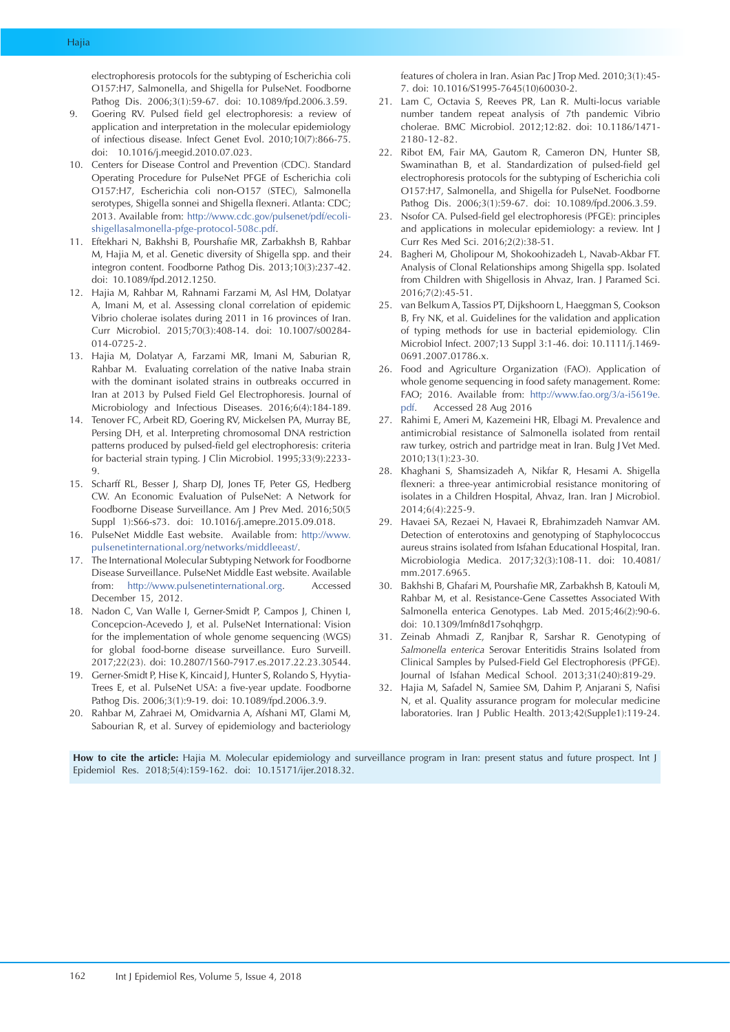electrophoresis protocols for the subtyping of Escherichia coli O157:H7, Salmonella, and Shigella for PulseNet. Foodborne Pathog Dis. 2006;3(1):59-67. doi: 10.1089/fpd.2006.3.59.

9. Goering RV. Pulsed field gel electrophoresis: a review of application and interpretation in the molecular epidemiology of infectious disease. Infect Genet Evol. 2010;10(7):866-75. doi: 10.1016/j.meegid.2010.07.023.
10. Centers for Disease Control and Prevention (CDC). Standard Operating Procedure for PulseNet PFGE of Escherichia coli O157:H7, Escherichia coli non-O157 (STEC), Salmonella serotypes, Shigella sonnei and Shigella flexneri. Atlanta: CDC; 2013. Available from: http://www.cdc.gov/pulsenet/pdf/ecoli-shigellasalmonella-pfge-protocol-508c.pdf.
11. Eftekhari N, Bakhshi B, Pourshafie MR, Zarbakhsh B, Rahbar M, Hajia M, et al. Genetic diversity of Shigella spp. and their integron content. Foodborne Pathog Dis. 2013;10(3):237-42. doi: 10.1089/fpd.2012.1250.
12. Hajia M, Rahbar M, Rahnami Farzami M, Asl HM, Dolatyar A, Imani M, et al. Assessing clonal correlation of epidemic Vibrio cholerae isolates during 2011 in 16 provinces of Iran. Curr Microbiol. 2015;70(3):408-14. doi: 10.1007/s00284-014-0725-2.
13. Hajia M, Dolatyar A, Farzami MR, Imani M, Saburian R, Rahbar M. Evaluating correlation of the native Inaba strain with the dominant isolated strains in outbreaks occurred in Iran at 2013 by Pulsed Field Gel Electrophoresis. Journal of Microbiology and Infectious Diseases. 2016;6(4):184-189.
14. Tenover FC, Arbeit RD, Goering RV, Mickelsen PA, Murray BE, Persing DH, et al. Interpreting chromosomal DNA restriction patterns produced by pulsed-field gel electrophoresis: criteria for bacterial strain typing. J Clin Microbiol. 1995;33(9):2233-9.
15. Scharff RL, Besser J, Sharp DJ, Jones TF, Peter GS, Hedberg CW. An Economic Evaluation of PulseNet: A Network for Foodborne Disease Surveillance. Am J Prev Med. 2016;50(5 Suppl 1):S66-s73. doi: 10.1016/j.amepre.2015.09.018.
16. PulseNet Middle East website. Available from: http://www.pulsenetinternational.org/networks/middleeast/.
17. The International Molecular Subtyping Network for Foodborne Disease Surveillance. PulseNet Middle East website. Available from: http://www.pulsenetinternational.org. Accessed December 15, 2012.
18. Nadon C, Van Walle I, Gerner-Smidt P, Campos J, Chinen I, Concepcion-Acevedo J, et al. PulseNet International: Vision for the implementation of whole genome sequencing (WGS) for global food-borne disease surveillance. Euro Surveill. 2017;22(23). doi: 10.2807/1560-7917.es.2017.22.23.30544.
19. Gerner-Smidt P, Hise K, Kincaid J, Hunter S, Rolando S, Hyytia-Trees E, et al. PulseNet USA: a five-year update. Foodborne Pathog Dis. 2006;3(1):9-19. doi: 10.1089/fpd.2006.3.9.
20. Rahbar M, Zahraei M, Omidvarnia A, Afshani MT, Glami M, Sabourian R, et al. Survey of epidemiology and bacteriology features of cholera in Iran. Asian Pac J Trop Med. 2010;3(1):45-7. doi: 10.1016/S1995-7645(10)60030-2.
21. Lam C, Octavia S, Reeves PR, Lan R. Multi-locus variable number tandem repeat analysis of 7th pandemic Vibrio cholerae. BMC Microbiol. 2012;12:82. doi: 10.1186/1471-2180-12-82.
22. Ribot EM, Fair MA, Gautom R, Cameron DN, Hunter SB, Swaminathan B, et al. Standardization of pulsed-field gel electrophoresis protocols for the subtyping of Escherichia coli O157:H7, Salmonella, and Shigella for PulseNet. Foodborne Pathog Dis. 2006;3(1):59-67. doi: 10.1089/fpd.2006.3.59.
23. Nsofor CA. Pulsed-field gel electrophoresis (PFGE): principles and applications in molecular epidemiology: a review. Int J Curr Res Med Sci. 2016;2(2):38-51.
24. Bagheri M, Gholipour M, Shokoohizadeh L, Navab-Akbar FT. Analysis of Clonal Relationships among Shigella spp. Isolated from Children with Shigellosis in Ahvaz, Iran. J Paramed Sci. 2016;7(2):45-51.
25. van Belkum A, Tassios PT, Dijkshoorn L, Haeggman S, Cookson B, Fry NK, et al. Guidelines for the validation and application of typing methods for use in bacterial epidemiology. Clin Microbiol Infect. 2007;13 Suppl 3:1-46. doi: 10.1111/j.1469-0691.2007.01786.x.
26. Food and Agriculture Organization (FAO). Application of whole genome sequencing in food safety management. Rome: FAO; 2016. Available from: http://www.fao.org/3/a-i5619e.pdf. Accessed 28 Aug 2016
27. Rahimi E, Ameri M, Kazemeini HR, Elbagi M. Prevalence and antimicrobial resistance of Salmonella isolated from rentail raw turkey, ostrich and partridge meat in Iran. Bulg J Vet Med. 2010;13(1):23-30.
28. Khaghani S, Shamsizadeh A, Nikfar R, Hesami A. Shigella flexneri: a three-year antimicrobial resistance monitoring of isolates in a Children Hospital, Ahvaz, Iran. Iran J Microbiol. 2014;6(4):225-9.
29. Havaei SA, Rezaei N, Havaei R, Ebrahimzadeh Namvar AM. Detection of enterotoxins and genotyping of Staphylococcus aureus strains isolated from Isfahan Educational Hospital, Iran. Microbiologia Medica. 2017;32(3):108-11. doi: 10.4081/mm.2017.6965.
30. Bakhshi B, Ghafari M, Pourshafie MR, Zarbakhsh B, Katouli M, Rahbar M, et al. Resistance-Gene Cassettes Associated With Salmonella enterica Genotypes. Lab Med. 2015;46(2):90-6. doi: 10.1309/lmfn8d17sohqhgrp.
31. Zeinab Ahmadi Z, Ranjbar R, Sarshar R. Genotyping of *Salmonella enterica* Serovar Enteritidis Strains Isolated from Clinical Samples by Pulsed-Field Gel Electrophoresis (PFGE). Journal of Isfahan Medical School. 2013;31(240):819-29.
32. Hajia M, Safadel N, Samiee SM, Dahim P, Anjarani S, Nafisi N, et al. Quality assurance program for molecular medicine laboratories. Iran J Public Health. 2013;42(Supple1):119-24.

**How to cite the article:** Hajia M. Molecular epidemiology and surveillance program in Iran: present status and future prospect. Int J Epidemiol Res. 2018;5(4):159-162. doi: 10.15171/ijer.2018.32.